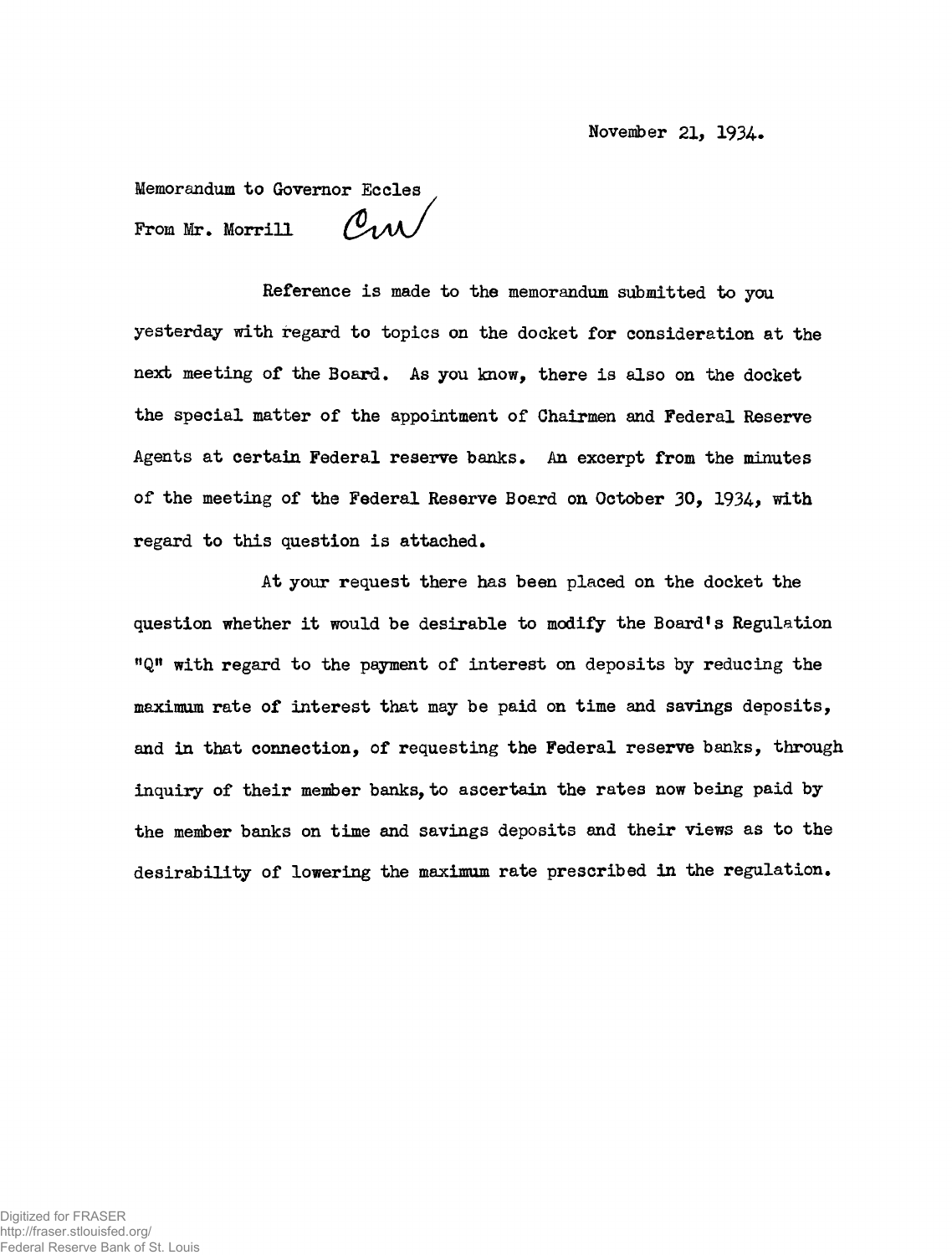November 21, 1934.

Memorandum to Governor Eccles

From Mr. Morrill CM

Reference is made to the memorandum submitted to you yesterday with regard to topics on the docket for consideration at the next meeting of the Board. As you know, there is also on the docket the special matter of the appointment of Chairmen and Federal Reserve Agents at certain Federal reserve banks. An excerpt from the minutes of the meeting of the Federal Reserve Board on October 30, 1934, with regard to this question is attached.

At your request there has been placed on the docket the question whether it would be desirable to modify the Board's Regulation "Q" with regard to the payment of interest on deposits by reducing the maximum rate of interest that may be paid on time and savings deposits, and in that connection, of requesting the Federal reserve banks, through inquiry of their member banks, to ascertain the rates now being paid by the member banks on time and savings deposits and their views as to the desirability of lowering the maximum rate prescribed in the regulation.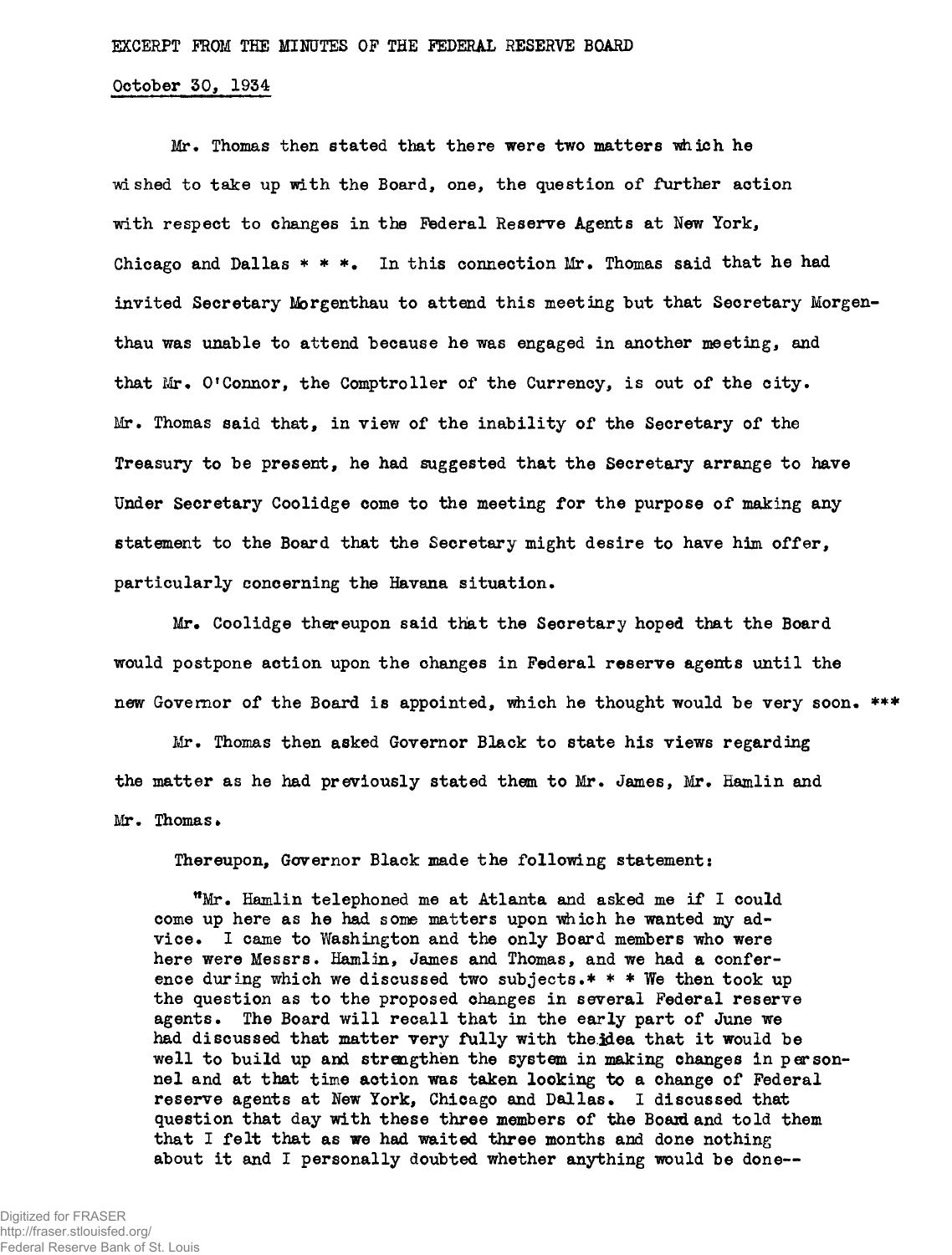EXCERPT FROM THE MINUTES OF THE FEDERAL RESERVE BOARD

October 30, 1934

Mr. Thomas then stated that there were two matters which he wished to take up with the Board, one, the question of further action with respect to changes in the Federal Reserve Agents at New York, Chicago and Dallas * * *. In this connection Mr. Thomas said that he had invited Secretary Morgenthau to attend this meeting but that Secretary Morgenthau was unable to attend because he was engaged in another meeting, and that Mr. O'Connor, the Comptroller of the Currency, is out of the city. Mr. Thomas said that, in view of the inability of the Secretary of the Treasury to be present, he had suggested that the Secretary arrange to have Under Secretary Coolidge come to the meeting for the purpose of making any statement to the Board that the Secretary might desire to have him offer, particularly concerning the Havana situation.

Mr. Coolidge thereupon said that the Secretary hoped that the Board would postpone action upon the changes in Federal reserve agents until the new Governor of the Board is appointed, which he thought would be very soon. ***

Mr. Thomas then asked Governor Black to state his views regarding the matter as he had previously stated them to Mr. James, Mr. Hamlin and Mr. Thomas.

Thereupon, Governor Black made the following statement:

"Mr. Hamlin telephoned me at Atlanta and asked me if I could come up here as he had some matters upon which he wanted my advice. I came to Washington and the only Board members who were here were Messrs. Hamlin, James and Thomas, and we had a conference during which we discussed two subjects.* * * We then took up the question as to the proposed changes in several Federal reserve agents. The Board will recall that in the early part of June we had discussed that matter very fully with the idea that it would be well to build up and strengthen the system in making changes in personnel and at that time action was taken looking to a change of Federal reserve agents at New York, Chicago and Dallas. I discussed that question that day with these three members of the Board and told them that I felt that as we had waited three months and done nothing about it and I personally doubted whether anything would be done--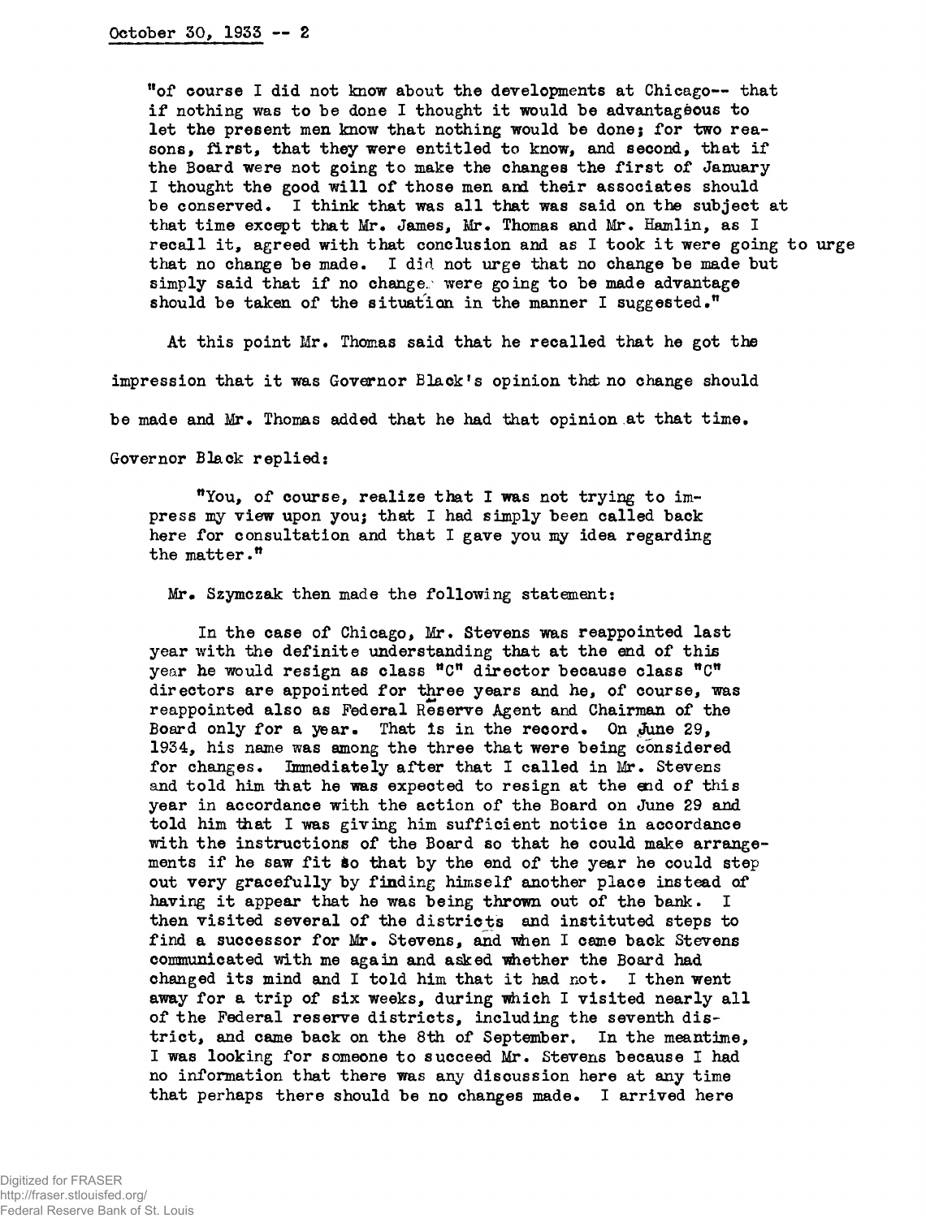"of course I did not know about the developments at Chicago-- that if nothing was to be done I thought it would be advantageous to let the present men know that nothing would be done; for two reasons, first, that they were entitled to know, and second, that if the Board were not going to make the changes the first of January I thought the good will of those men and their associates should be conserved. I think that was all that was said on the subject at that time except that Mr. James, Mr. Thomas and Mr. Hamlin, as I recall it, agreed with that conclusion and as I took it were going to urge that no change be made. I did not urge that no change be made but simply said that if no changes were going to be made advantage should be taken of the situation in the manner I suggested."

At this point Mr. Thomas said that he recalled that he got the impression that it was Governor Black's opinion that no change should be made and Mr. Thomas added that he had that opinion at that time.

Governor Black replied:

"You, of course, realize that I was not trying to impress my view upon you; that I had simply been called back here for consultation and that I gave you my idea regarding the matter."

Mr. Szymczak then made the following statement:

In the case of Chicago, Mr. Stevens was reappointed last year with the definite understanding that at the end of this year he would resign as class "C" director because class "C" directors are appointed for three years and he, of course, was reappointed also as Federal Reserve Agent and Chairman of the Board only for a year. That is in the record. On June 29, 1934, his name was among the three that were being considered for changes. Immediately after that I called in Mr. Stevens and told him that he was expected to resign at the end of this year in accordance with the action of the Board on June 29 and told him that I was giving him sufficient notice in accordance with the instructions of the Board so that he could make arrangements if he saw fit so that by the end of the year he could step out very gracefully by finding himself another place instead of having it appear that he was being thrown out of the bank. I then visited several of the districts and instituted steps to find a successor for Mr. Stevens, and when I came back Stevens communicated with me again and asked whether the Board had changed its mind and I told him that it had not. I then went away for a trip of six weeks, during which I visited nearly all of the Federal reserve districts, including the seventh district, and came back on the 8th of September. In the meantime, I was looking for someone to succeed Mr. Stevens because I had no information that there was any discussion here at any time that perhaps there should be no changes made. I arrived here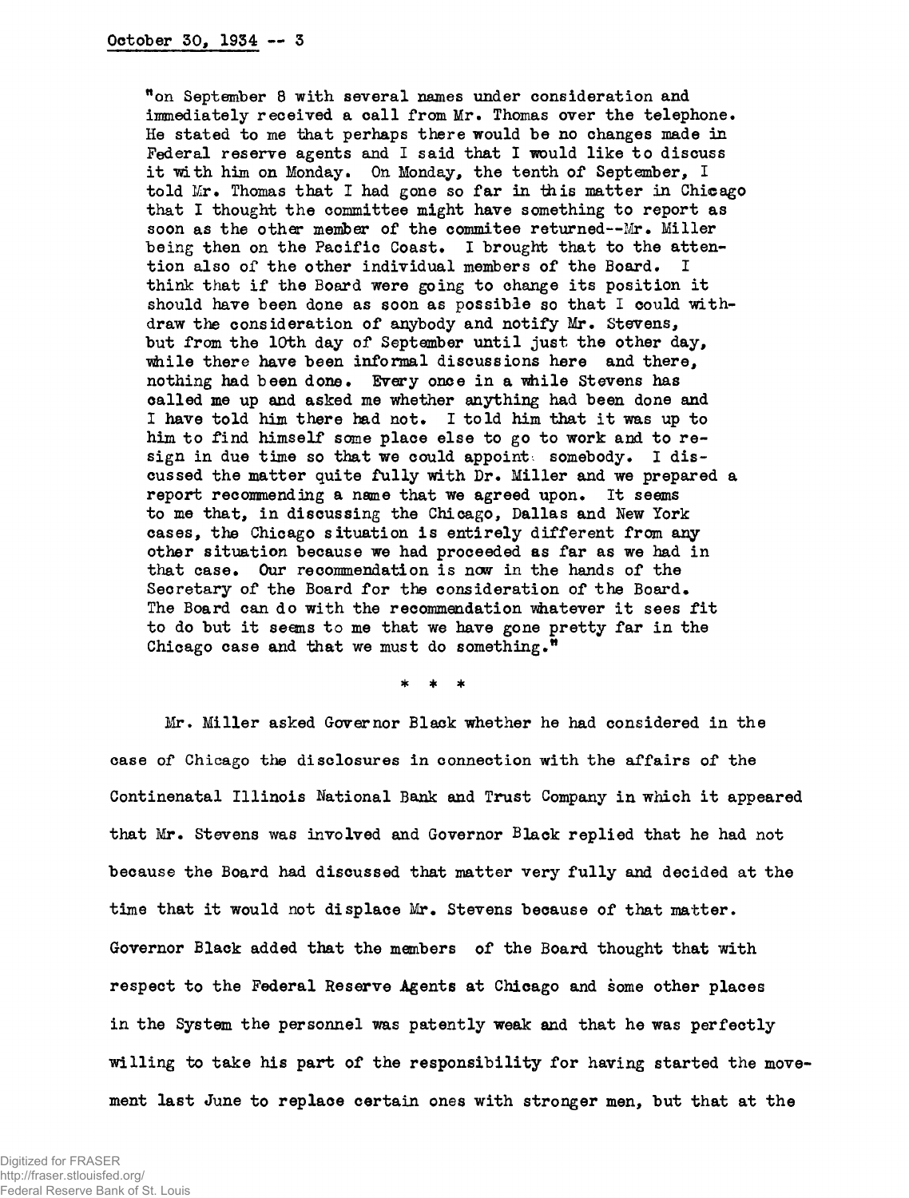"on September 8 with several names under consideration and immediately received a call from Mr. Thomas over the telephone. He stated to me that perhaps there would be no changes made in Federal reserve agents and I said that I would like to discuss it with him on Monday. On Monday, the tenth of September, I told Mr. Thomas that I had gone so far in this matter in Chicago that I thought the committee might have something to report as soon as the other member of the commitee returned--Mr. Miller being then on the Pacific Coast. I brought that to the attention also of the other individual members of the Board. I think that if the Board were going to change its position it should have been done as soon as possible so that I could withdraw the consideration of anybody and notify Mr. Stevens, but from the 10th day of September until just the other day, while there have been informal discussions here and there, nothing had been done. Every once in a while Stevens has called me up and asked me whether anything had been done and I have told him there had not. I told him that it was up to him to find himself some place else to go to work and to resign in due time so that we could appoint somebody. I discussed the matter quite fully with Dr. Miller and we prepared a report recommending a name that we agreed upon. It seems to me that, in discussing the Chicago, Dallas and New York cases, the Chicago situation is entirely different from any other situation because we had proceeded as far as we had in that case. Our recommendation is now in the hands of the Secretary of the Board for the consideration of the Board. The Board can do with the recommendation whatever it sees fit to do but it seems to me that we have gone pretty far in the Chicago case and that we must do something."

\* \* \*

Mr. Miller asked Governor Black whether he had considered in the case of Chicago the disclosures in connection with the affairs of the Continenatal Illinois National Bank and Trust Company in which it appeared that Mr. Stevens was involved and Governor Black replied that he had not because the Board had discussed that matter very fully and decided at the time that it would not displace Mr. Stevens because of that matter. Governor Black added that the members of the Board thought that with respect to the Federal Reserve Agents at Chicago and some other places in the System the personnel was patently weak and that he was perfectly willing to take his part of the responsibility for having started the movement last June to replace certain ones with stronger men, but that at the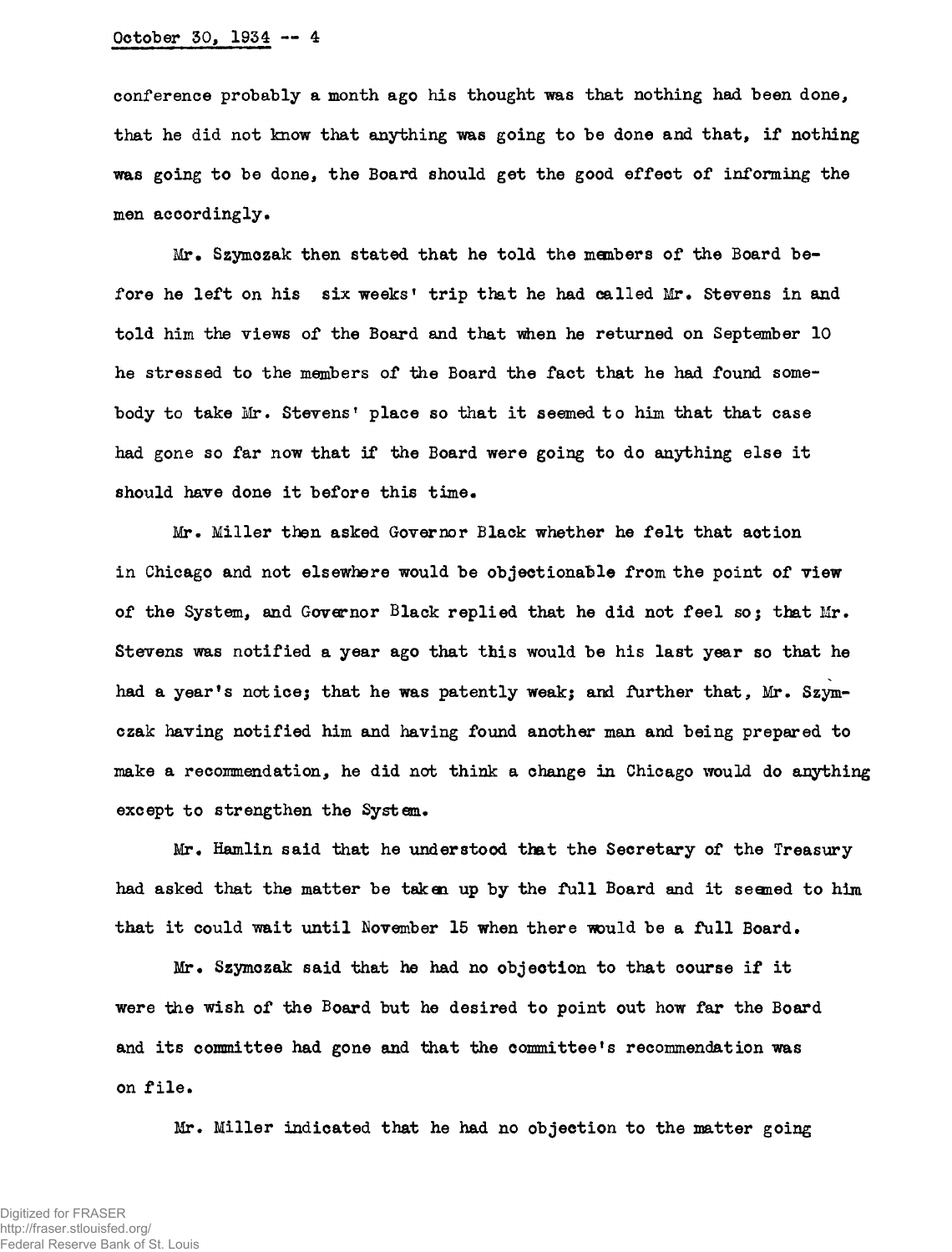conference probably a month ago his thought was that nothing had been done, that he did not know that anything was going to be done and that, if nothing was going to be done, the Board should get the good effect of informing the men accordingly.

Mr. Szymczak then stated that he told the members of the Board before he left on his six weeks' trip that he had called Mr. Stevens in and told him the views of the Board and that when he returned on September 10 he stressed to the members of the Board the fact that he had found somebody to take Mr. Stevens' place so that it seemed to him that that case had gone so far now that if the Board were going to do anything else it should have done it before this time.

Mr. Miller then asked Governor Black whether he felt that action in Chicago and not elsewhere would be objectionable from the point of view of the System, and Governor Black replied that he did not feel so; that Mr. Stevens was notified a year ago that this would be his last year so that he had a year's notice; that he was patently weak; and further that, Mr. Szymczak having notified him and having found another man and being prepared to make a recommendation, he did not think a change in Chicago would do anything except to strengthen the System.

Mr. Hamlin said that he understood that the Secretary of the Treasury had asked that the matter be taken up by the full Board and it seemed to him that it could wait until November 15 when there would be a full Board.

Mr. Szymczak said that he had no objection to that course if it were the wish of the Board but he desired to point out how far the Board and its committee had gone and that the committee's recommendation was on file.

Mr. Miller indicated that he had no objection to the matter going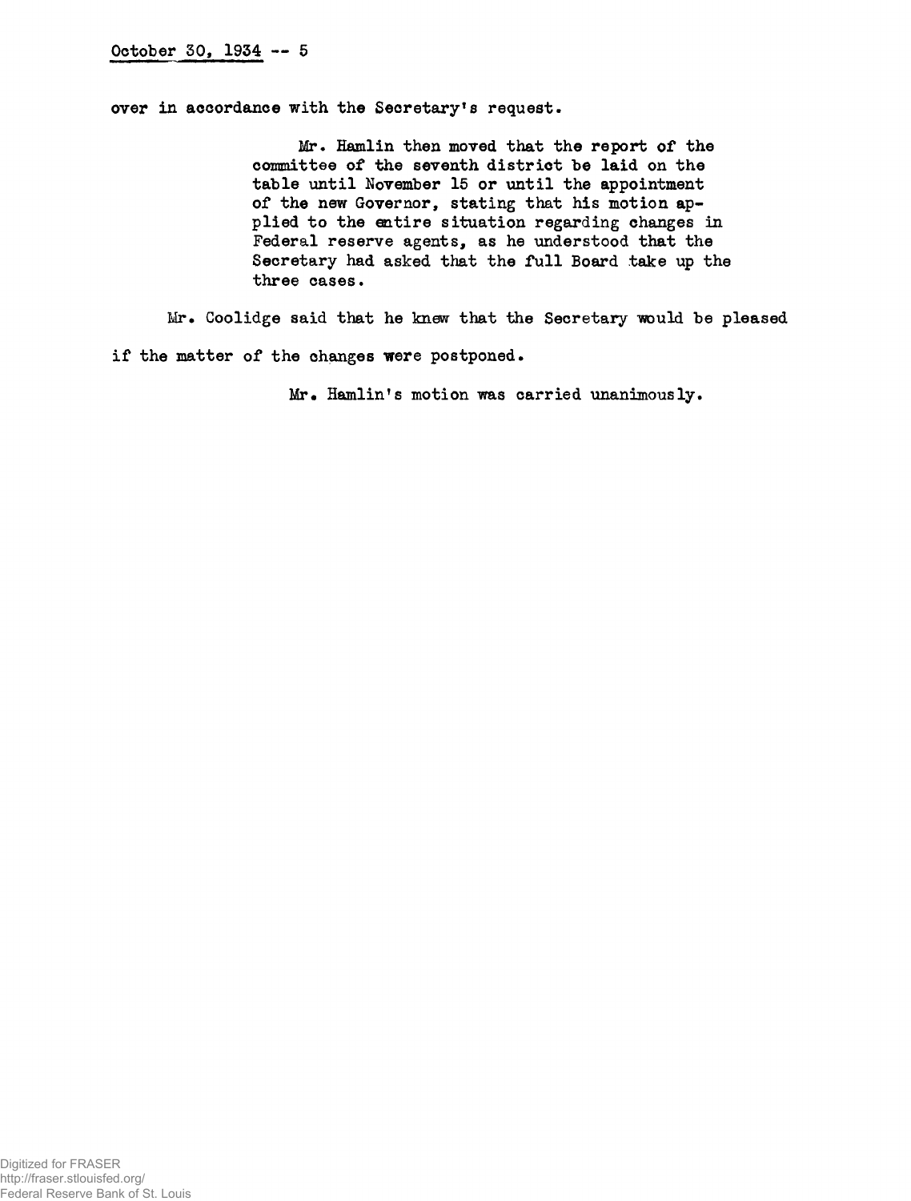over in accordance with the Secretary's request.

> Mr. Hamlin then moved that the report of the committee of the seventh district be laid on the table until November 15 or until the appointment of the new Governor, stating that his motion applied to the entire situation regarding changes in Federal reserve agents, as he understood that the Secretary had asked that the full Board take up the three cases.

Mr. Coolidge said that he knew that the Secretary would be pleased if the matter of the changes were postponed.

> Mr. Hamlin's motion was carried unanimously.